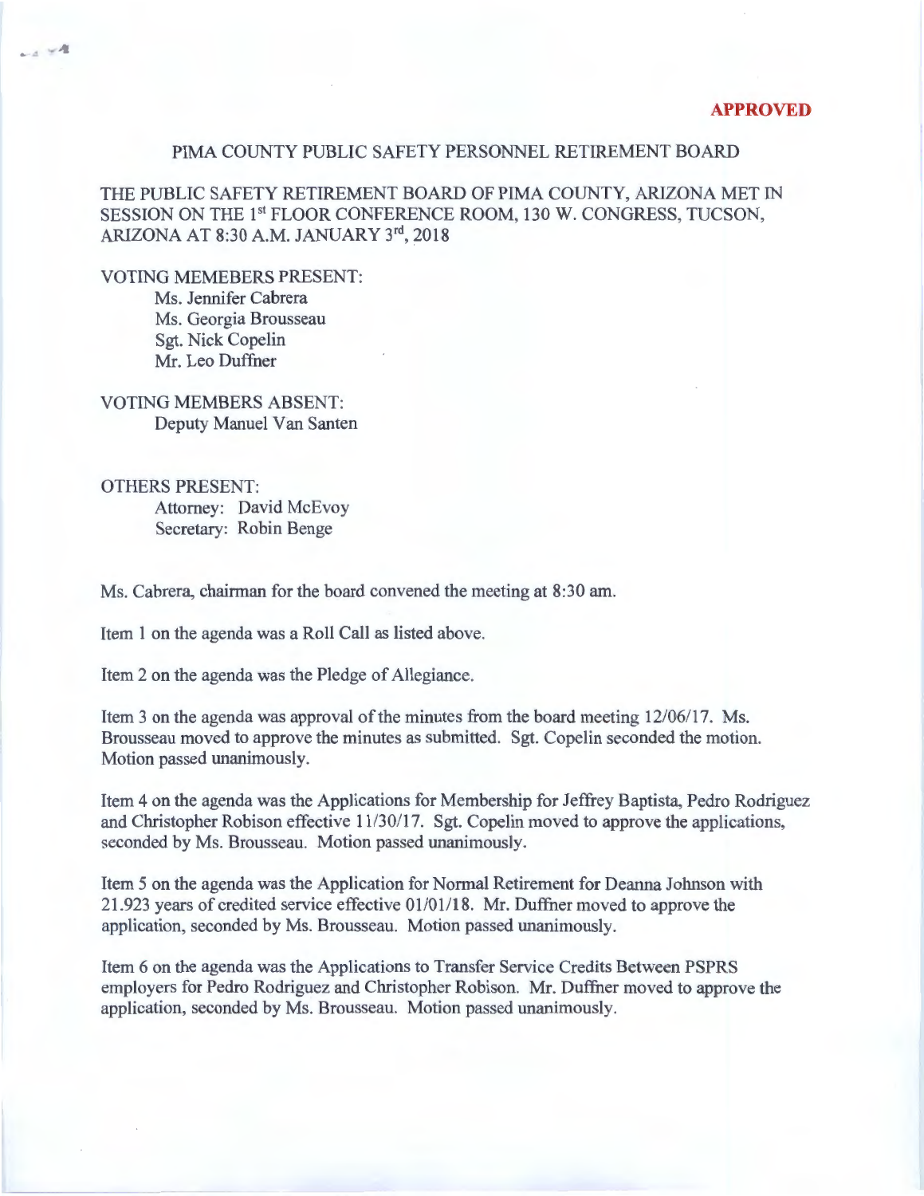**APPROVED**

# PIMA COUNTY PUBLIC SAFETY PERSONNEL RETIREMENT BOARD

THE PUBLIC SAFETY RETIREMENT BOARD OF PIMA COUNTY, ARIZONA MET IN SESSION ON THE 1st FLOOR CONFERENCE ROOM, 130 W. CONGRESS, TUCSON, ARIZONA AT 8:30 A.M. JANUARY 3rd, 2018

VOTING MEMEBERS PRESENT:
Ms. Jennifer Cabrera
Ms. Georgia Brousseau
Sgt. Nick Copelin
Mr. Leo Duffner

VOTING MEMBERS ABSENT:
Deputy Manuel Van Santen

OTHERS PRESENT:
Attorney: David McEvoy
Secretary: Robin Benge

Ms. Cabrera, chairman for the board convened the meeting at 8:30 am.

Item 1 on the agenda was a Roll Call as listed above.

Item 2 on the agenda was the Pledge of Allegiance.

Item 3 on the agenda was approval of the minutes from the board meeting 12/06/17. Ms. Brousseau moved to approve the minutes as submitted. Sgt. Copelin seconded the motion. Motion passed unanimously.

Item 4 on the agenda was the Applications for Membership for Jeffrey Baptista, Pedro Rodriguez and Christopher Robison effective 11/30/17. Sgt. Copelin moved to approve the applications, seconded by Ms. Brousseau. Motion passed unanimously.

Item 5 on the agenda was the Application for Normal Retirement for Deanna Johnson with 21.923 years of credited service effective 01/01/18. Mr. Duffner moved to approve the application, seconded by Ms. Brousseau. Motion passed unanimously.

Item 6 on the agenda was the Applications to Transfer Service Credits Between PSPRS employers for Pedro Rodriguez and Christopher Robison. Mr. Duffner moved to approve the application, seconded by Ms. Brousseau. Motion passed unanimously.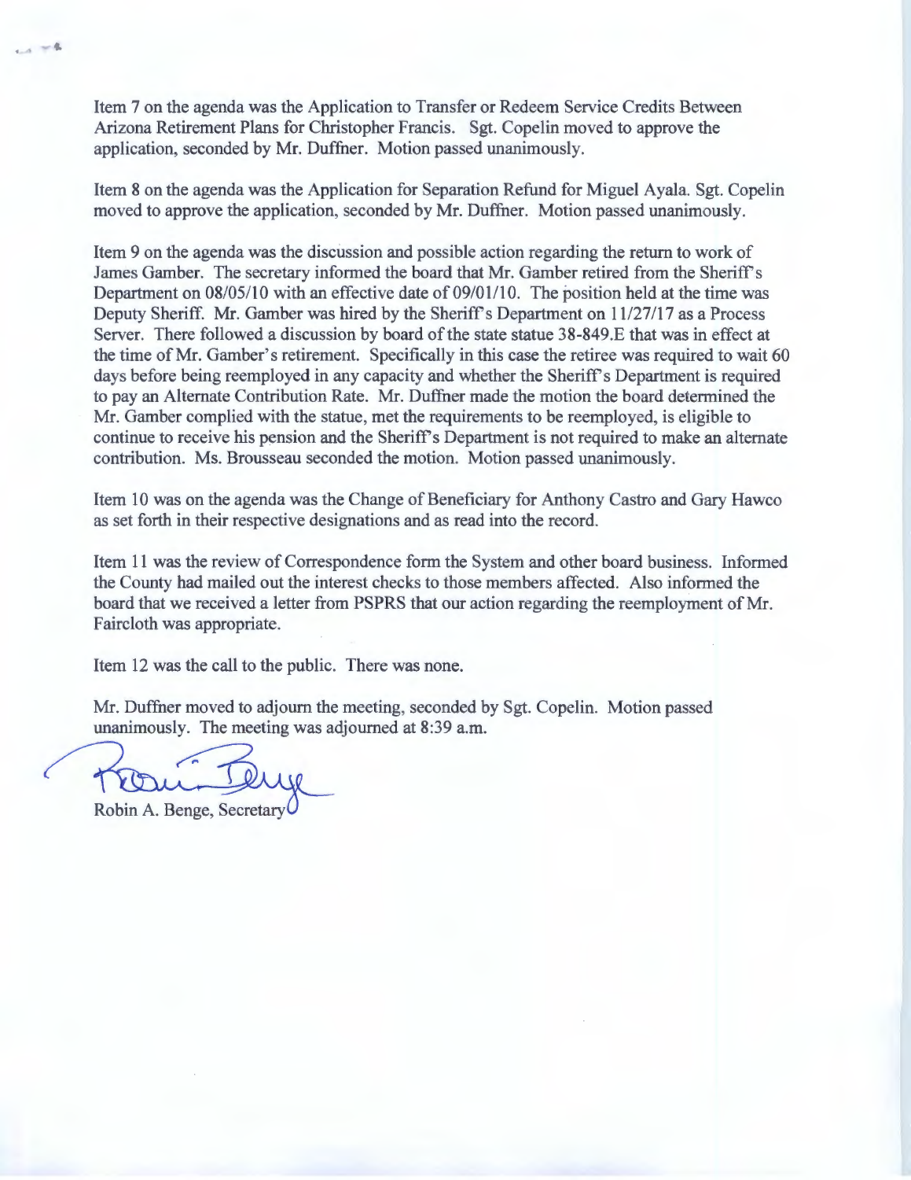Item 7 on the agenda was the Application to Transfer or Redeem Service Credits Between Arizona Retirement Plans for Christopher Francis. Sgt. Copelin moved to approve the application, seconded by Mr. Duffner. Motion passed unanimously.

Item 8 on the agenda was the Application for Separation Refund for Miguel Ayala. Sgt. Copelin moved to approve the application, seconded by Mr. Duffner. Motion passed unanimously.

Item 9 on the agenda was the discussion and possible action regarding the return to work of James Gamber. The secretary informed the board that Mr. Gamber retired from the Sheriff's Department on 08/05/10 with an effective date of 09/01/10. The position held at the time was Deputy Sheriff. Mr. Gamber was hired by the Sheriff's Department on 11/27/17 as a Process Server. There followed a discussion by board of the state statue 38-849.E that was in effect at the time of Mr. Gamber's retirement. Specifically in this case the retiree was required to wait 60 days before being reemployed in any capacity and whether the Sheriff's Department is required to pay an Alternate Contribution Rate. Mr. Duffner made the motion the board determined the Mr. Gamber complied with the statue, met the requirements to be reemployed, is eligible to continue to receive his pension and the Sheriff's Department is not required to make an alternate contribution. Ms. Brousseau seconded the motion. Motion passed unanimously.

Item 10 was on the agenda was the Change of Beneficiary for Anthony Castro and Gary Hawco as set forth in their respective designations and as read into the record.

Item 11 was the review of Correspondence form the System and other board business. Informed the County had mailed out the interest checks to those members affected. Also informed the board that we received a letter from PSPRS that our action regarding the reemployment of Mr. Faircloth was appropriate.

Item 12 was the call to the public. There was none.

Mr. Duffner moved to adjourn the meeting, seconded by Sgt. Copelin. Motion passed unanimously. The meeting was adjourned at 8:39 a.m.

Robin A. Benge, Secretary